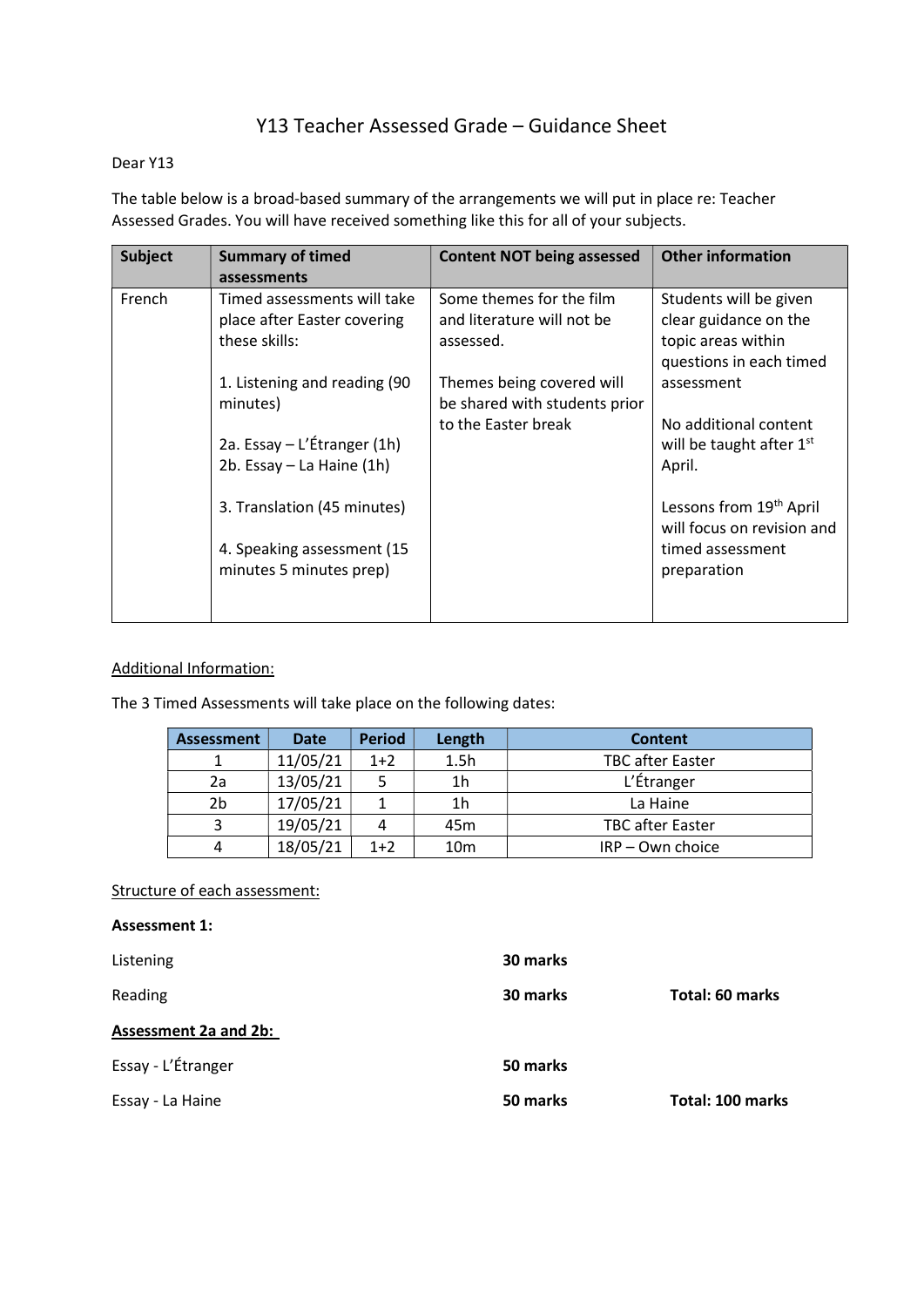# Y13 Teacher Assessed Grade – Guidance Sheet

Dear Y13

The table below is a broad-based summary of the arrangements we will put in place re: Teacher Assessed Grades. You will have received something like this for all of your subjects.

| Subject | Summary of timed assessments | Content NOT being assessed | Other information |
|---|---|---|---|
| French | Timed assessments will take place after Easter covering these skills:<br><br>1. Listening and reading (90 minutes)<br><br>2a. Essay – L'Étranger (1h)<br>2b. Essay – La Haine (1h)<br><br>3. Translation (45 minutes)<br><br>4. Speaking assessment (15 minutes 5 minutes prep) | Some themes for the film and literature will not be assessed.<br><br>Themes being covered will be shared with students prior to the Easter break | Students will be given clear guidance on the topic areas within questions in each timed assessment<br><br>No additional content will be taught after 1st April.<br><br>Lessons from 19th April will focus on revision and timed assessment preparation |

<u>Additional Information:</u>

The 3 Timed Assessments will take place on the following dates:

| Assessment | Date | Period | Length | Content |
|---|---|---|---|---|
| 1 | 11/05/21 | 1+2 | 1.5h | TBC after Easter |
| 2a | 13/05/21 | 5 | 1h | L'Étranger |
| 2b | 17/05/21 | 1 | 1h | La Haine |
| 3 | 19/05/21 | 4 | 45m | TBC after Easter |
| 4 | 18/05/21 | 1+2 | 10m | IRP – Own choice |

<u>Structure of each assessment:</u>

**Assessment 1:**

| | | |
|---|---|---|
| Listening | **30 marks** | |
| Reading | **30 marks** | **Total: 60 marks** |

<u>**Assessment 2a and 2b:**</u>

| | | |
|---|---|---|
| Essay - L'Étranger | **50 marks** | |
| Essay - La Haine | **50 marks** | **Total: 100 marks** |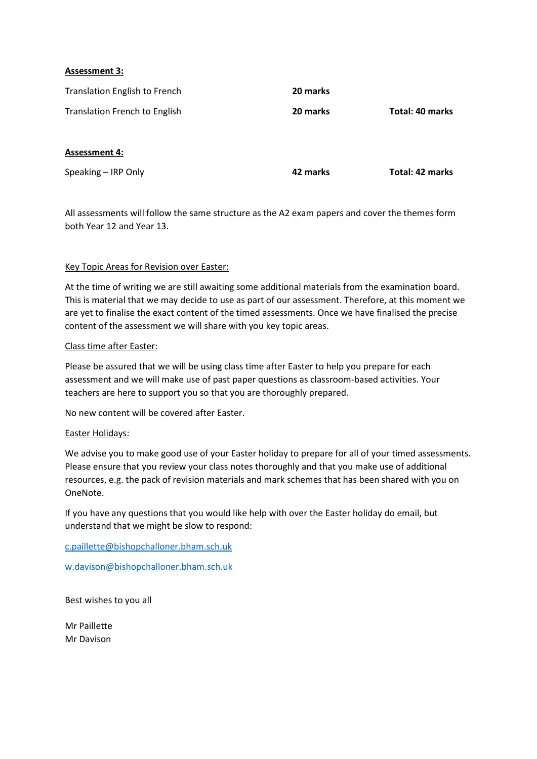**Assessment 3:**

| | | |
|---|---|---|
| Translation English to French | **20 marks** | |
| Translation French to English | **20 marks** | **Total: 40 marks** |

**Assessment 4:**

| | | |
|---|---|---|
| Speaking – IRP Only | **42 marks** | **Total: 42 marks** |

All assessments will follow the same structure as the A2 exam papers and cover the themes form both Year 12 and Year 13.

Key Topic Areas for Revision over Easter:

At the time of writing we are still awaiting some additional materials from the examination board. This is material that we may decide to use as part of our assessment. Therefore, at this moment we are yet to finalise the exact content of the timed assessments. Once we have finalised the precise content of the assessment we will share with you key topic areas.

Class time after Easter:

Please be assured that we will be using class time after Easter to help you prepare for each assessment and we will make use of past paper questions as classroom-based activities. Your teachers are here to support you so that you are thoroughly prepared.

No new content will be covered after Easter.

Easter Holidays:

We advise you to make good use of your Easter holiday to prepare for all of your timed assessments. Please ensure that you review your class notes thoroughly and that you make use of additional resources, e.g. the pack of revision materials and mark schemes that has been shared with you on OneNote.

If you have any questions that you would like help with over the Easter holiday do email, but understand that we might be slow to respond:

c.paillette@bishopchalloner.bham.sch.uk

w.davison@bishopchalloner.bham.sch.uk

Best wishes to you all

Mr Paillette
Mr Davison